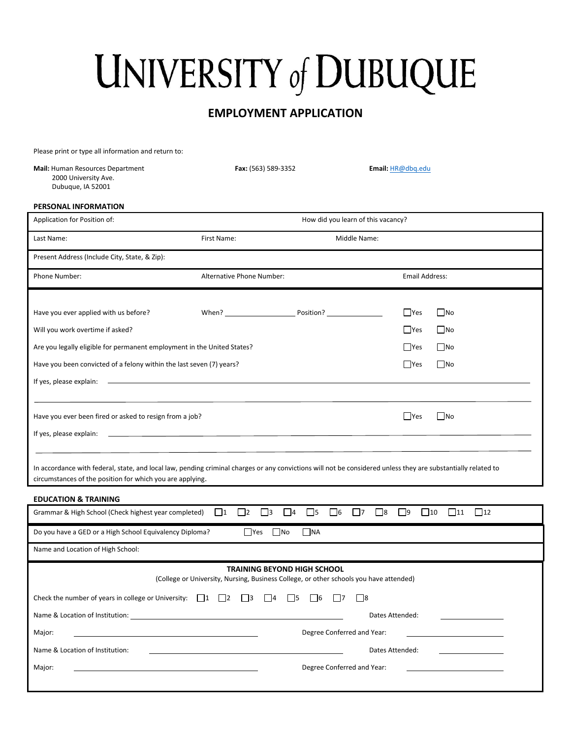# UNIVERSITY of DUBUQUE

## EMPLOYMENT APPLICATION

Please print or type all information and return to:

**Mail:** Human Resources Department
2000 University Ave.
Dubuque, IA 52001

**Fax:** (563) 589-3352

**Email:** HR@dbq.edu

### PERSONAL INFORMATION

| Application for Position of: | | How did you learn of this vacancy? |
|---|---|---|
| Last Name: | First Name: | Middle Name: |
| Present Address (Include City, State, & Zip): | | |
| Phone Number: | Alternative Phone Number: | Email Address: |

Have you ever applied with us before? When? __________ Position? __________ ☐Yes ☐No

Will you work overtime if asked? ☐Yes ☐No

Are you legally eligible for permanent employment in the United States? ☐Yes ☐No

Have you been convicted of a felony within the last seven (7) years? ☐Yes ☐No

If yes, please explain: ______________________________________________

______________________________________________

Have you ever been fired or asked to resign from a job? ☐Yes ☐No

If yes, please explain: ______________________________________________

______________________________________________

In accordance with federal, state, and local law, pending criminal charges or any convictions will not be considered unless they are substantially related to circumstances of the position for which you are applying.

### EDUCATION & TRAINING

Grammar & High School (Check highest year completed) ☐1 ☐2 ☐3 ☐4 ☐5 ☐6 ☐7 ☐8 ☐9 ☐10 ☐11 ☐12

Do you have a GED or a High School Equivalency Diploma? ☐Yes ☐No ☐NA

Name and Location of High School:

**TRAINING BEYOND HIGH SCHOOL**
(College or University, Nursing, Business College, or other schools you have attended)

Check the number of years in college or University: ☐1 ☐2 ☐3 ☐4 ☐5 ☐6 ☐7 ☐8

Name & Location of Institution: __________________ Dates Attended: __________

Major: __________________ Degree Conferred and Year: __________

Name & Location of Institution: __________________ Dates Attended: __________

Major: __________________ Degree Conferred and Year: __________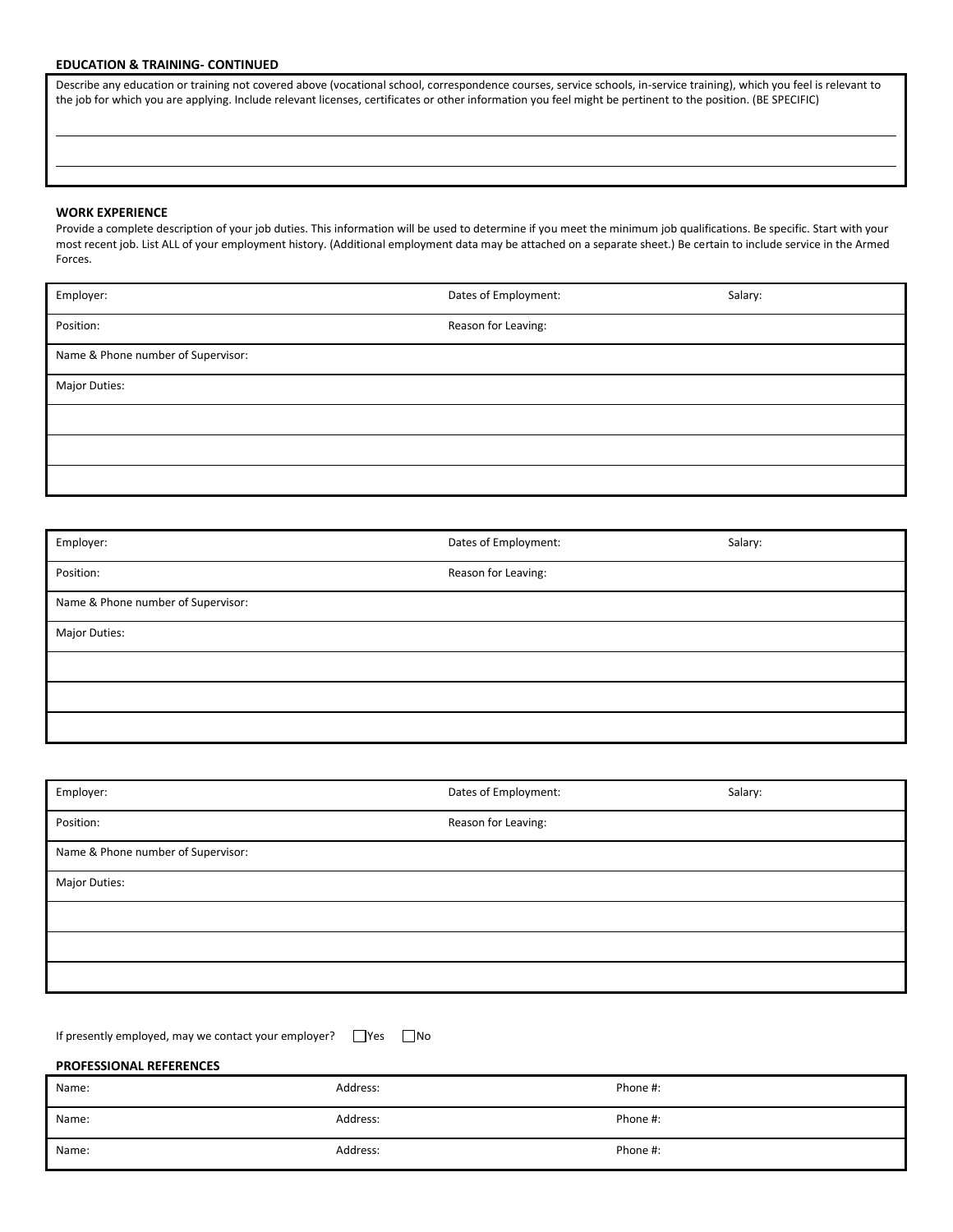## EDUCATION & TRAINING- CONTINUED

Describe any education or training not covered above (vocational school, correspondence courses, service schools, in-service training), which you feel is relevant to the job for which you are applying. Include relevant licenses, certificates or other information you feel might be pertinent to the position. (BE SPECIFIC)

## WORK EXPERIENCE

Provide a complete description of your job duties. This information will be used to determine if you meet the minimum job qualifications. Be specific. Start with your most recent job. List ALL of your employment history. (Additional employment data may be attached on a separate sheet.) Be certain to include service in the Armed Forces.

| Employer: | Dates of Employment: | Salary: |
|---|---|---|
| Position: | Reason for Leaving: | |
| Name & Phone number of Supervisor: | | |
| Major Duties: | | |
| | | |
| | | |
| | | |

| Employer: | Dates of Employment: | Salary: |
|---|---|---|
| Position: | Reason for Leaving: | |
| Name & Phone number of Supervisor: | | |
| Major Duties: | | |
| | | |
| | | |
| | | |

| Employer: | Dates of Employment: | Salary: |
|---|---|---|
| Position: | Reason for Leaving: | |
| Name & Phone number of Supervisor: | | |
| Major Duties: | | |
| | | |
| | | |
| | | |

If presently employed, may we contact your employer? ☐ Yes ☐ No

## PROFESSIONAL REFERENCES

| Name: | Address: | Phone #: |
|---|---|---|
| Name: | Address: | Phone #: |
| Name: | Address: | Phone #: |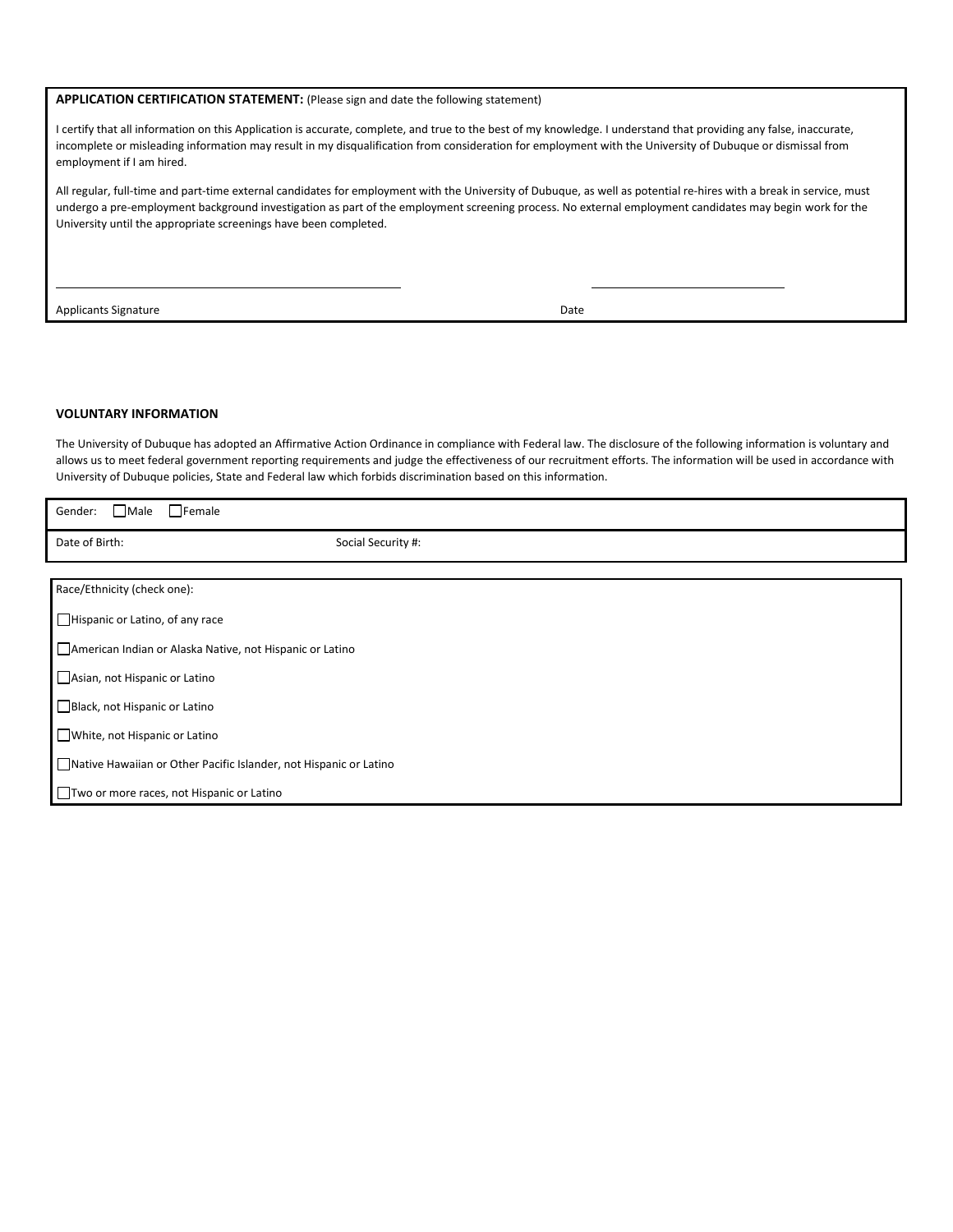**APPLICATION CERTIFICATION STATEMENT:** (Please sign and date the following statement)

I certify that all information on this Application is accurate, complete, and true to the best of my knowledge. I understand that providing any false, inaccurate, incomplete or misleading information may result in my disqualification from consideration for employment with the University of Dubuque or dismissal from employment if I am hired.

All regular, full-time and part-time external candidates for employment with the University of Dubuque, as well as potential re-hires with a break in service, must undergo a pre-employment background investigation as part of the employment screening process. No external employment candidates may begin work for the University until the appropriate screenings have been completed.

Applicants Signature ______________________________ Date ______________

**VOLUNTARY INFORMATION**

The University of Dubuque has adopted an Affirmative Action Ordinance in compliance with Federal law. The disclosure of the following information is voluntary and allows us to meet federal government reporting requirements and judge the effectiveness of our recruitment efforts. The information will be used in accordance with University of Dubuque policies, State and Federal law which forbids discrimination based on this information.

Gender: ☐ Male ☐ Female

Date of Birth: Social Security #:

Race/Ethnicity (check one):

- ☐ Hispanic or Latino, of any race
- ☐ American Indian or Alaska Native, not Hispanic or Latino
- ☐ Asian, not Hispanic or Latino
- ☐ Black, not Hispanic or Latino
- ☐ White, not Hispanic or Latino
- ☐ Native Hawaiian or Other Pacific Islander, not Hispanic or Latino
- ☐ Two or more races, not Hispanic or Latino